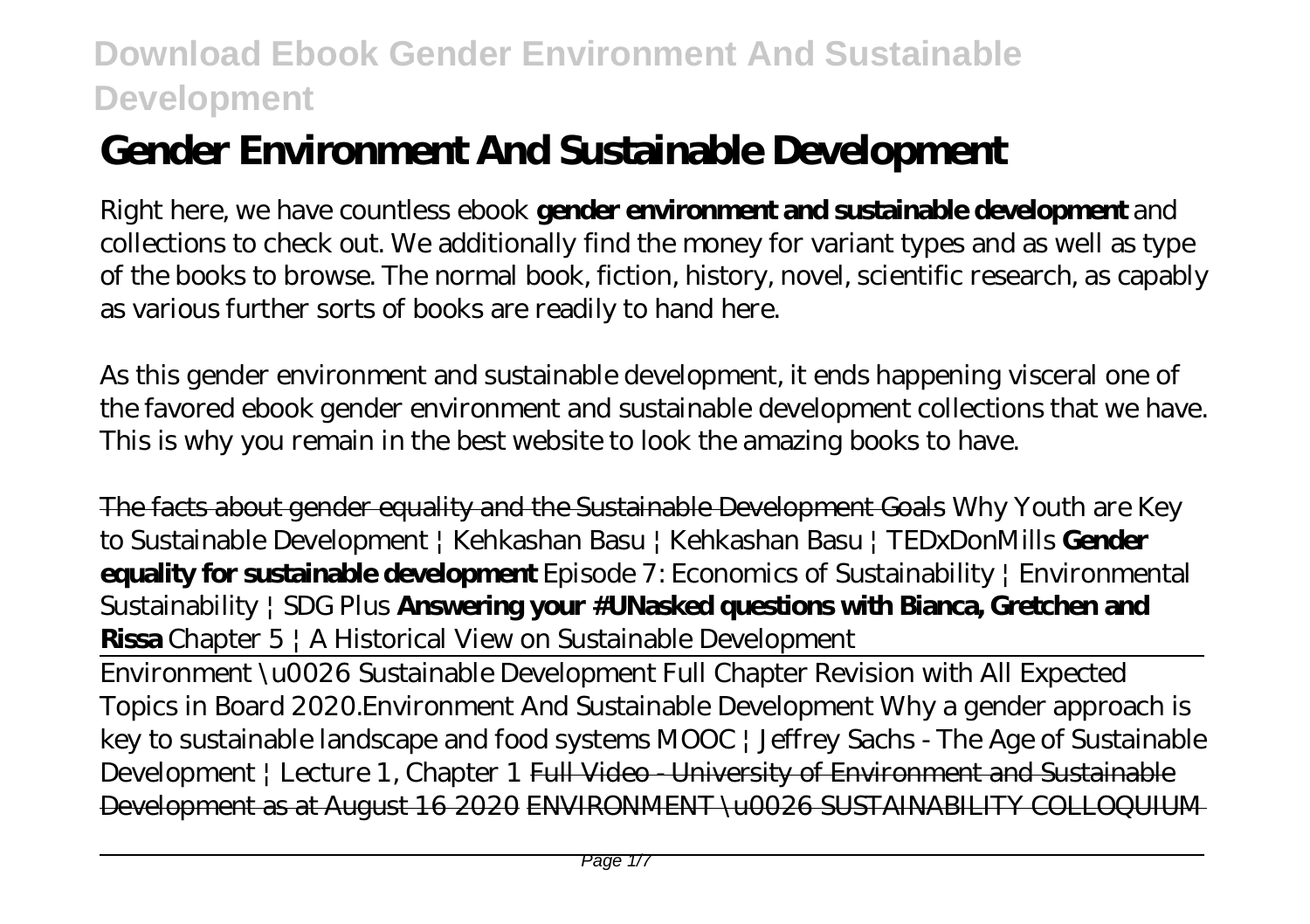# Gender Environment And Sustainable Development

Right here, we have countless ebook **gender environment and sustainable development** and collections to check out. We additionally find the money for variant types and as well as type of the books to browse. The normal book, fiction, history, novel, scientific research, as capably as various further sorts of books are readily to hand here.

As this gender environment and sustainable development, it ends happening visceral one of the favored ebook gender environment and sustainable development collections that we have. This is why you remain in the best website to look the amazing books to have.

~~The facts about gender equality and the Sustainable Development Goals~~ *Why Youth are Key to Sustainable Development | Kehkashan Basu | Kehkashan Basu | TEDxDonMills* **Gender equality for sustainable development** *Episode 7: Economics of Sustainability | Environmental Sustainability | SDG Plus* **Answering your #UNasked questions with Bianca, Gretchen and Rissa** *Chapter 5 | A Historical View on Sustainable Development*

Environment \u0026 Sustainable Development Full Chapter Revision with All Expected Topics in Board 2020.*Environment And Sustainable Development* *Why a gender approach is key to sustainable landscape and food systems MOOC | Jeffrey Sachs - The Age of Sustainable Development | Lecture 1, Chapter 1* ~~Full Video - University of Environment and Sustainable Development as at August 16 2020~~ ~~ENVIRONMENT \u0026 SUSTAINABILITY COLLOQUIUM~~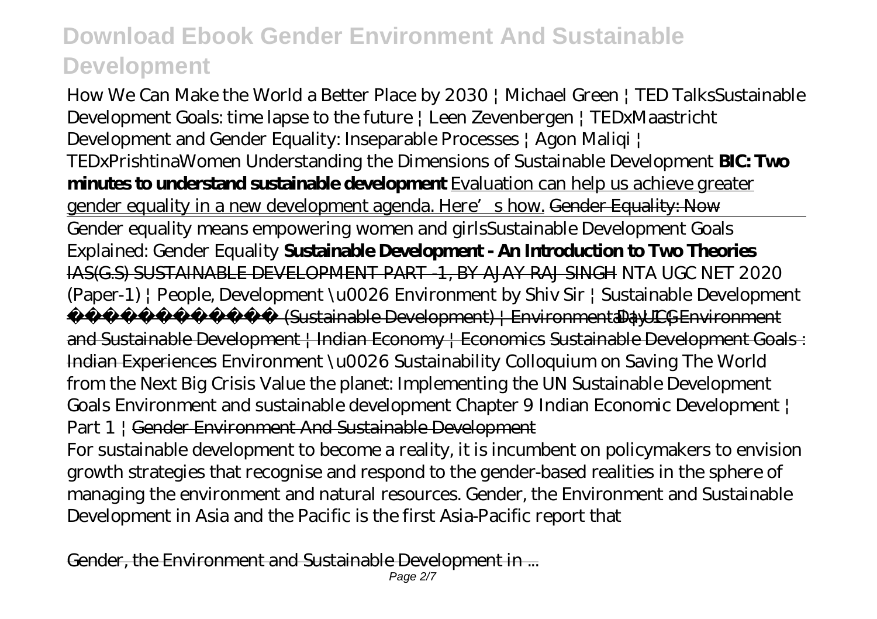*How We Can Make the World a Better Place by 2030 | Michael Green | TED Talks* *Sustainable Development Goals: time lapse to the future | Leen Zevenbergen | TEDxMaastricht* *Development and Gender Equality: Inseparable Processes | Agon Maliqi | TEDxPrishtinaWomen* *Understanding the Dimensions of Sustainable Development* **BIC: Two minutes to understand sustainable development** Evaluation can help us achieve greater gender equality in a new development agenda. Here's how. ~~Gender Equality: Now~~

Gender equality means empowering women and girls *Sustainable Development Goals Explained: Gender Equality* **Sustainable Development - An Introduction to Two Theories** ~~IAS(G.S) SUSTAINABLE DEVELOPMENT PART -1, BY AJAY RAJ SINGH~~ *NTA UGC NET 2020 (Paper-1) | People, Development \u0026 Environment by Shiv Sir | Sustainable Development* ~~सतत विकास (Sustainable Development) | Environmental | UGC~~ ~~Day 1 : Environment and Sustainable Development | Indian Economy | Economics~~ ~~Sustainable Development Goals : Indian Experiences~~ *Environment \u0026 Sustainability Colloquium on Saving The World from the Next Big Crisis* *Value the planet: Implementing the UN Sustainable Development Goals* *Environment and sustainable development Chapter 9 Indian Economic Development | Part 1 |* ~~Gender Environment And Sustainable Development~~

For sustainable development to become a reality, it is incumbent on policymakers to envision growth strategies that recognise and respond to the gender-based realities in the sphere of managing the environment and natural resources. Gender, the Environment and Sustainable Development in Asia and the Pacific is the first Asia-Pacific report that

~~Gender, the Environment and Sustainable Development in ...~~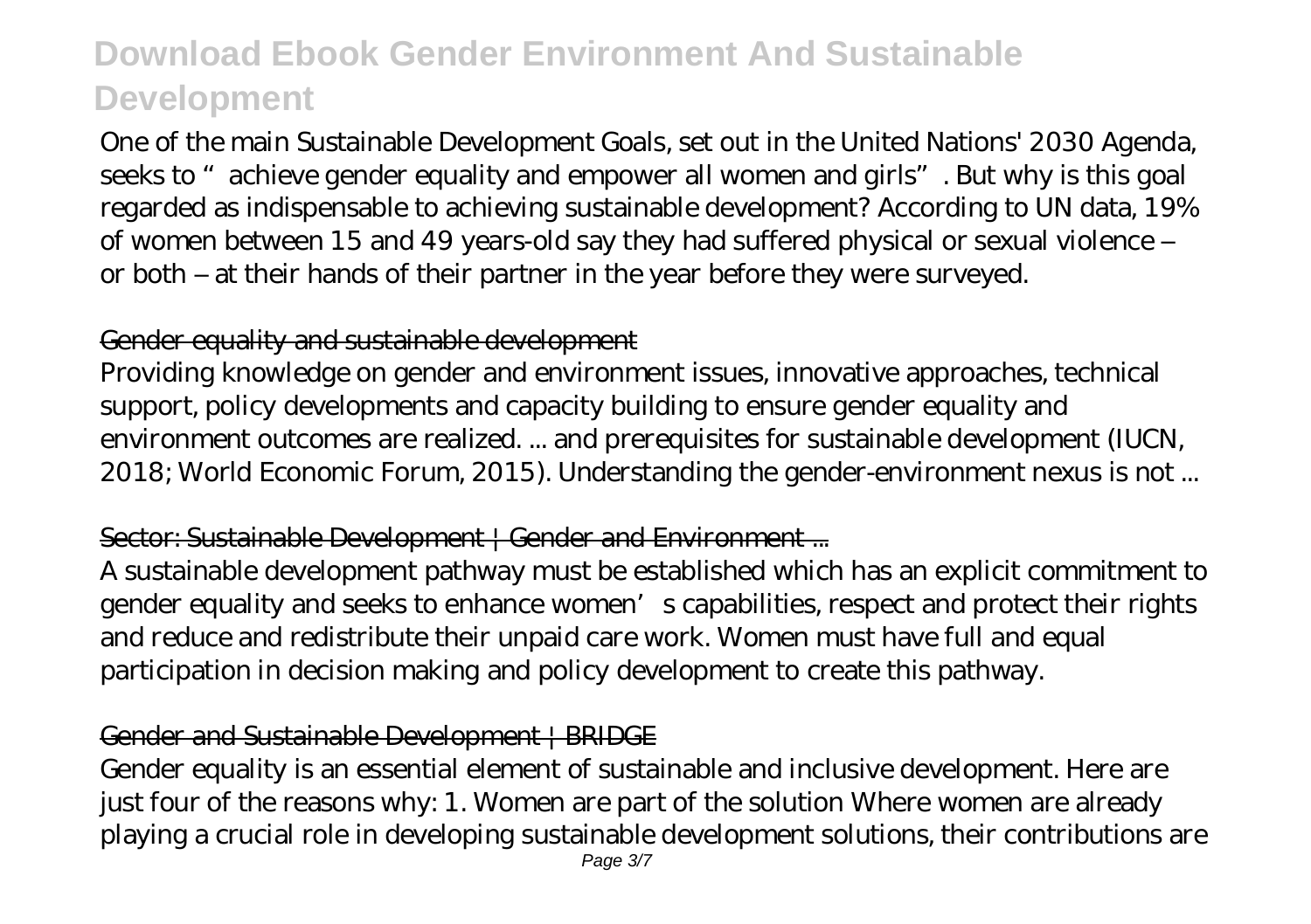One of the main Sustainable Development Goals, set out in the United Nations' 2030 Agenda, seeks to " achieve gender equality and empower all women and girls". But why is this goal regarded as indispensable to achieving sustainable development? According to UN data, 19% of women between 15 and 49 years-old say they had suffered physical or sexual violence – or both – at their hands of their partner in the year before they were surveyed.

## Gender equality and sustainable development

Providing knowledge on gender and environment issues, innovative approaches, technical support, policy developments and capacity building to ensure gender equality and environment outcomes are realized. ... and prerequisites for sustainable development (IUCN, 2018; World Economic Forum, 2015). Understanding the gender-environment nexus is not ...

## Sector: Sustainable Development | Gender and Environment ...

A sustainable development pathway must be established which has an explicit commitment to gender equality and seeks to enhance women's capabilities, respect and protect their rights and reduce and redistribute their unpaid care work. Women must have full and equal participation in decision making and policy development to create this pathway.

## Gender and Sustainable Development | BRIDGE

Gender equality is an essential element of sustainable and inclusive development. Here are just four of the reasons why: 1. Women are part of the solution Where women are already playing a crucial role in developing sustainable development solutions, their contributions are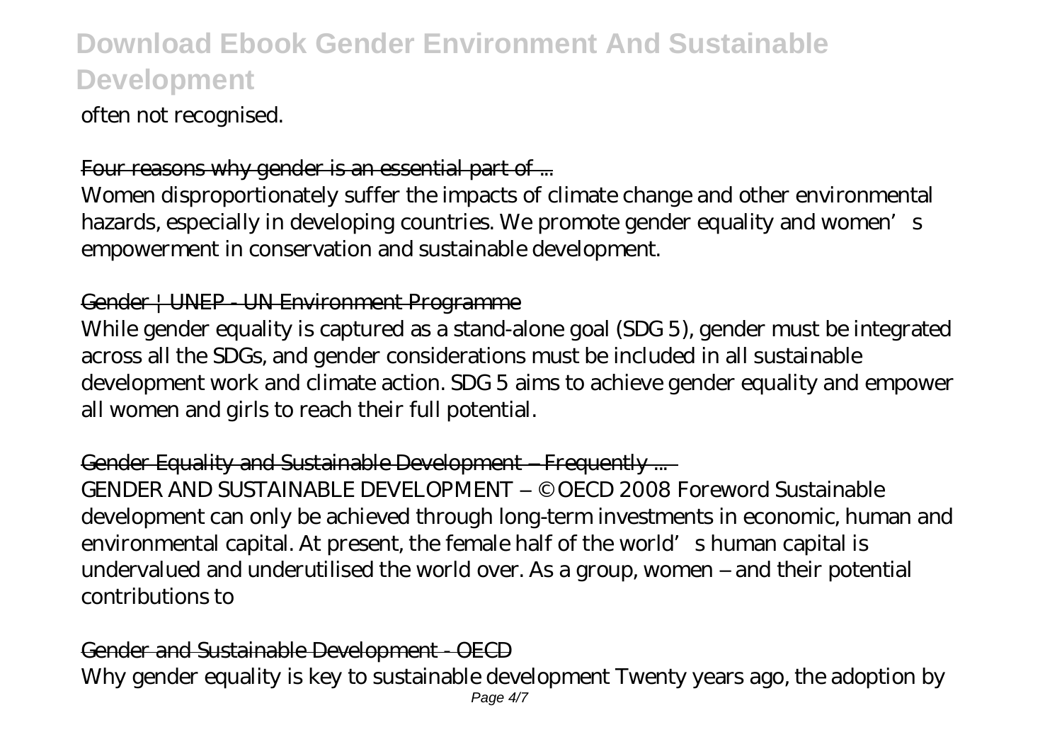often not recognised.

Four reasons why gender is an essential part of ...

Women disproportionately suffer the impacts of climate change and other environmental hazards, especially in developing countries. We promote gender equality and women's empowerment in conservation and sustainable development.

Gender | UNEP - UN Environment Programme

While gender equality is captured as a stand-alone goal (SDG 5), gender must be integrated across all the SDGs, and gender considerations must be included in all sustainable development work and climate action. SDG 5 aims to achieve gender equality and empower all women and girls to reach their full potential.

Gender Equality and Sustainable Development – Frequently ...

GENDER AND SUSTAINABLE DEVELOPMENT – © OECD 2008 Foreword Sustainable development can only be achieved through long-term investments in economic, human and environmental capital. At present, the female half of the world's human capital is undervalued and underutilised the world over. As a group, women – and their potential contributions to

Gender and Sustainable Development - OECD

Why gender equality is key to sustainable development Twenty years ago, the adoption by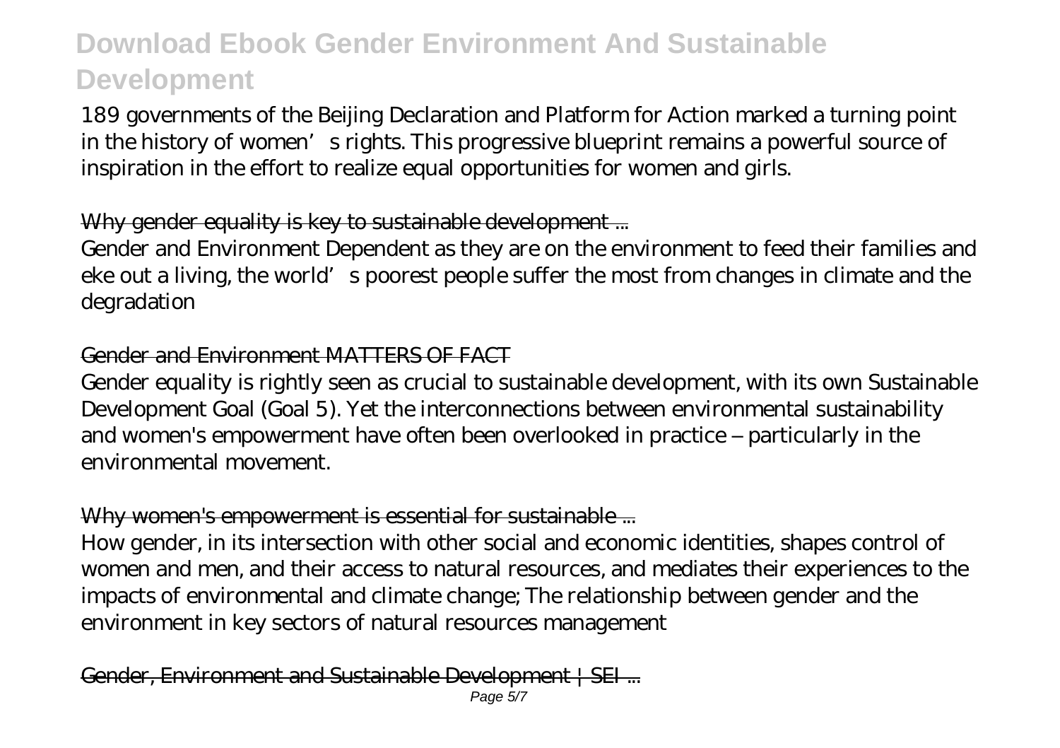189 governments of the Beijing Declaration and Platform for Action marked a turning point in the history of women's rights. This progressive blueprint remains a powerful source of inspiration in the effort to realize equal opportunities for women and girls.

~~Why gender equality is key to sustainable development ...~~

Gender and Environment Dependent as they are on the environment to feed their families and eke out a living, the world's poorest people suffer the most from changes in climate and the degradation

~~Gender and Environment MATTERS OF FACT~~

Gender equality is rightly seen as crucial to sustainable development, with its own Sustainable Development Goal (Goal 5). Yet the interconnections between environmental sustainability and women's empowerment have often been overlooked in practice – particularly in the environmental movement.

~~Why women's empowerment is essential for sustainable ...~~

How gender, in its intersection with other social and economic identities, shapes control of women and men, and their access to natural resources, and mediates their experiences to the impacts of environmental and climate change; The relationship between gender and the environment in key sectors of natural resources management

~~Gender, Environment and Sustainable Development | SEI ...~~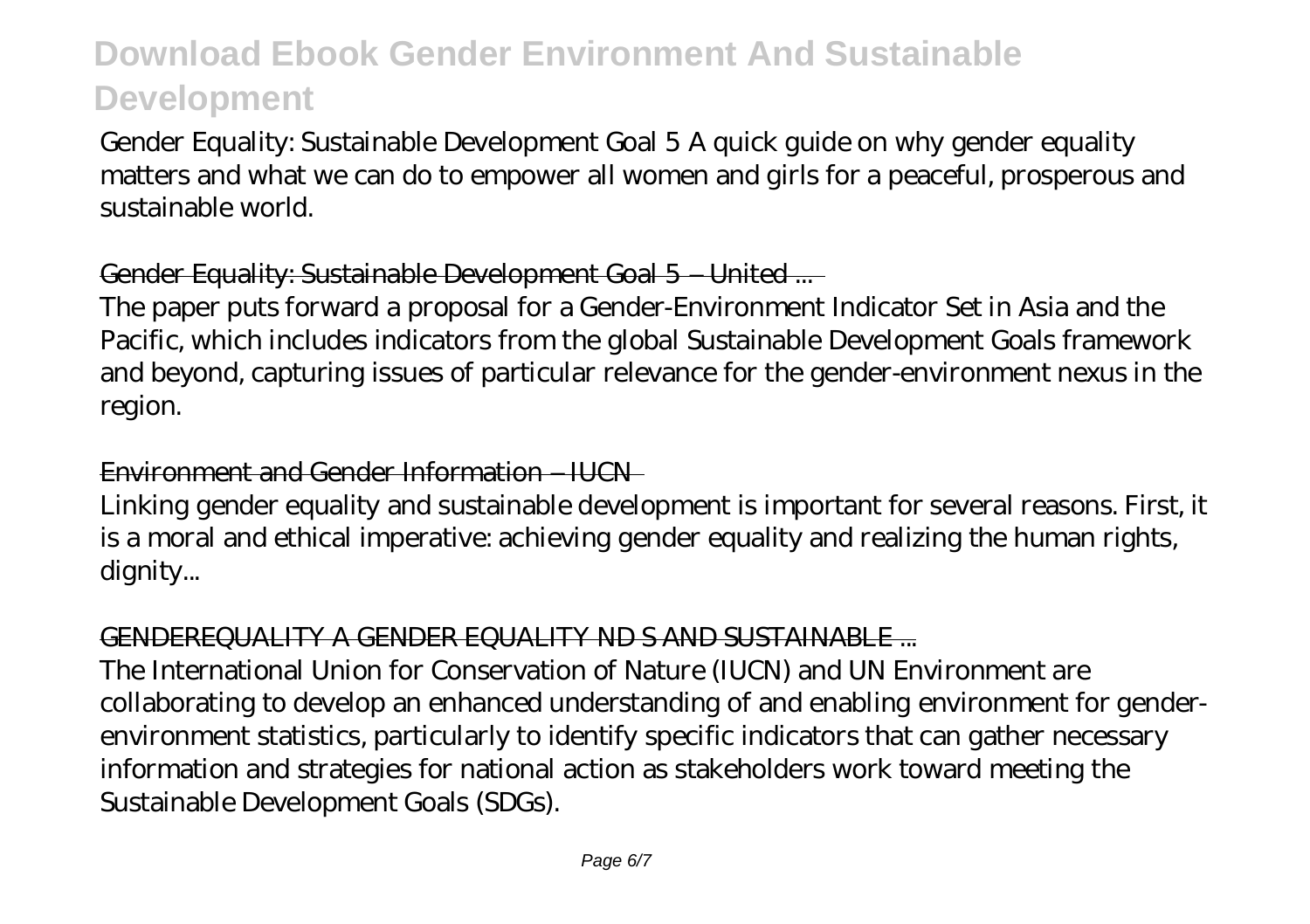Gender Equality: Sustainable Development Goal 5 A quick guide on why gender equality matters and what we can do to empower all women and girls for a peaceful, prosperous and sustainable world.

Gender Equality: Sustainable Development Goal 5 – United ...

The paper puts forward a proposal for a Gender-Environment Indicator Set in Asia and the Pacific, which includes indicators from the global Sustainable Development Goals framework and beyond, capturing issues of particular relevance for the gender-environment nexus in the region.

Environment and Gender Information – IUCN

Linking gender equality and sustainable development is important for several reasons. First, it is a moral and ethical imperative: achieving gender equality and realizing the human rights, dignity...

GENDEREQUALITY A GENDER EQUALITY ND S AND SUSTAINABLE ...

The International Union for Conservation of Nature (IUCN) and UN Environment are collaborating to develop an enhanced understanding of and enabling environment for gender-environment statistics, particularly to identify specific indicators that can gather necessary information and strategies for national action as stakeholders work toward meeting the Sustainable Development Goals (SDGs).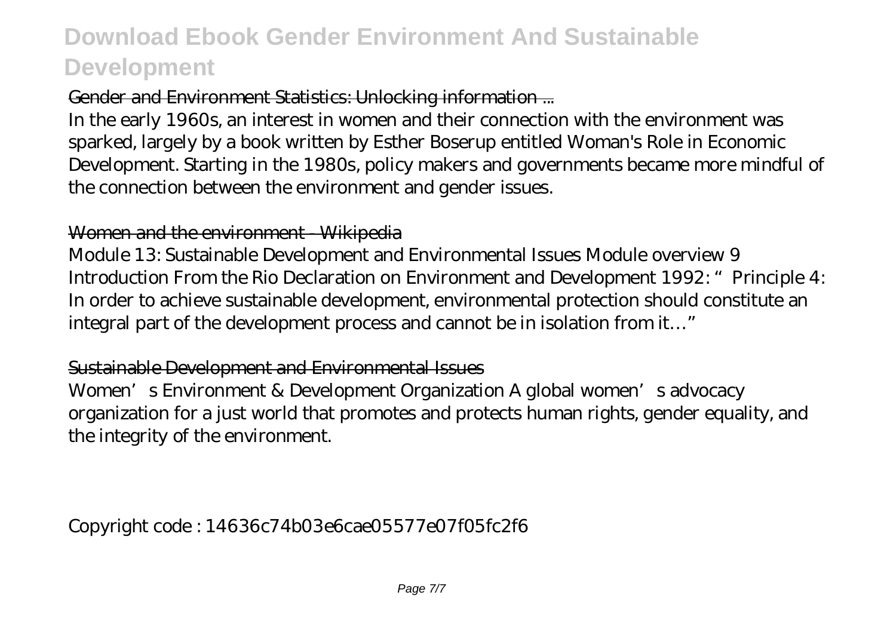Gender and Environment Statistics: Unlocking information ...

In the early 1960s, an interest in women and their connection with the environment was sparked, largely by a book written by Esther Boserup entitled Woman's Role in Economic Development. Starting in the 1980s, policy makers and governments became more mindful of the connection between the environment and gender issues.

Women and the environment - Wikipedia

Module 13: Sustainable Development and Environmental Issues Module overview 9 Introduction From the Rio Declaration on Environment and Development 1992: "Principle 4: In order to achieve sustainable development, environmental protection should constitute an integral part of the development process and cannot be in isolation from it…"

Sustainable Development and Environmental Issues

Women's Environment & Development Organization A global women's advocacy organization for a just world that promotes and protects human rights, gender equality, and the integrity of the environment.

Copyright code : 14636c74b03e6cae05577e07f05fc2f6